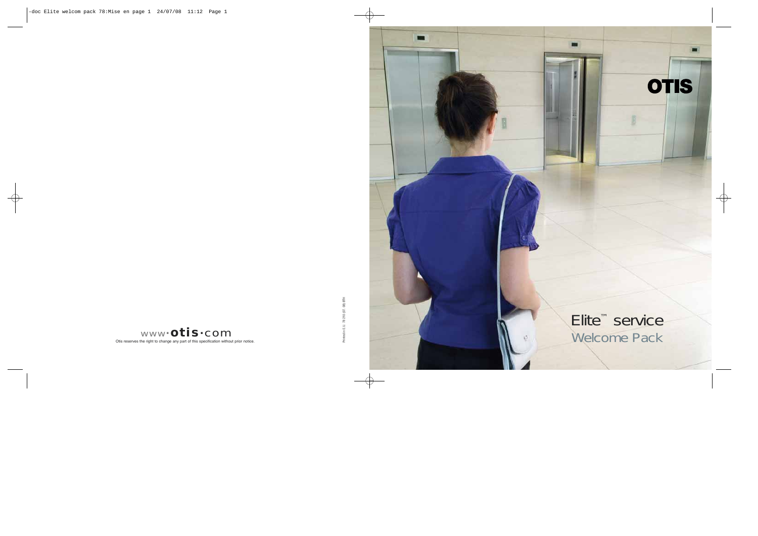# Elite™ service

## Welcome Pack

OTIS

www·otis·com

Otis reserves the right to change any part of this specification without prior notice.

Printed in E.U. 78 210 (07 / 08) BTH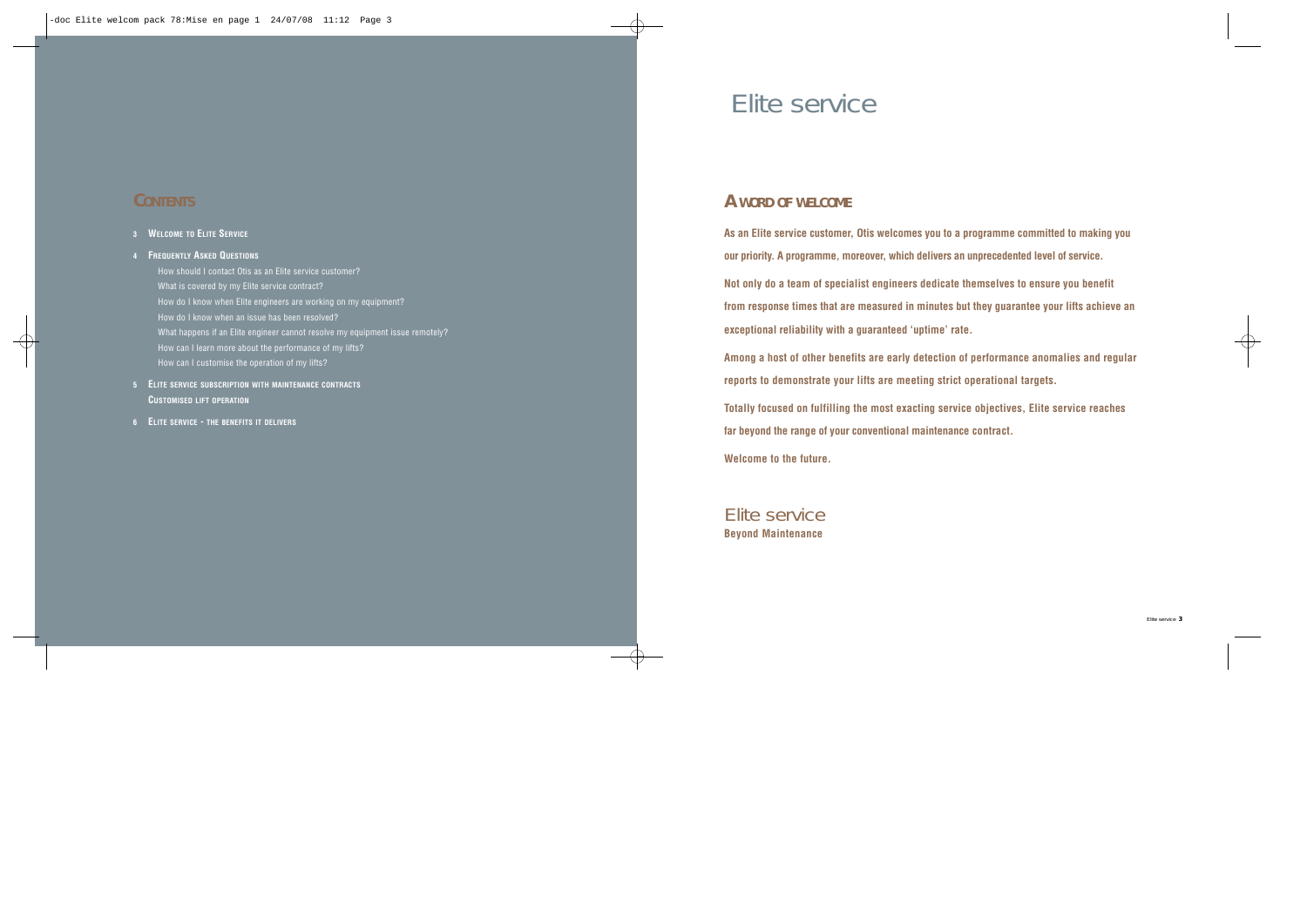## Contents

- 3 Welcome to Elite Service
- 4 Frequently Asked Questions
  - How should I contact Otis as an Elite service customer?
  - What is covered by my Elite service contract?
  - How do I know when Elite engineers are working on my equipment?
  - How do I know when an issue has been resolved?
  - What happens if an Elite engineer cannot resolve my equipment issue remotely?
  - How can I learn more about the performance of my lifts?
  - How can I customise the operation of my lifts?
- 5 Elite service subscription with maintenance contracts
  Customised lift operation
- 6 Elite service - the benefits it delivers

# Elite service

## A word of welcome

**As an Elite service customer, Otis welcomes you to a programme committed to making you our priority. A programme, moreover, which delivers an unprecedented level of service.**

**Not only do a team of specialist engineers dedicate themselves to ensure you benefit from response times that are measured in minutes but they guarantee your lifts achieve an exceptional reliability with a guaranteed 'uptime' rate.**

**Among a host of other benefits are early detection of performance anomalies and regular reports to demonstrate your lifts are meeting strict operational targets.**

**Totally focused on fulfilling the most exacting service objectives, Elite service reaches far beyond the range of your conventional maintenance contract.**

**Welcome to the future.**

Elite service
**Beyond Maintenance**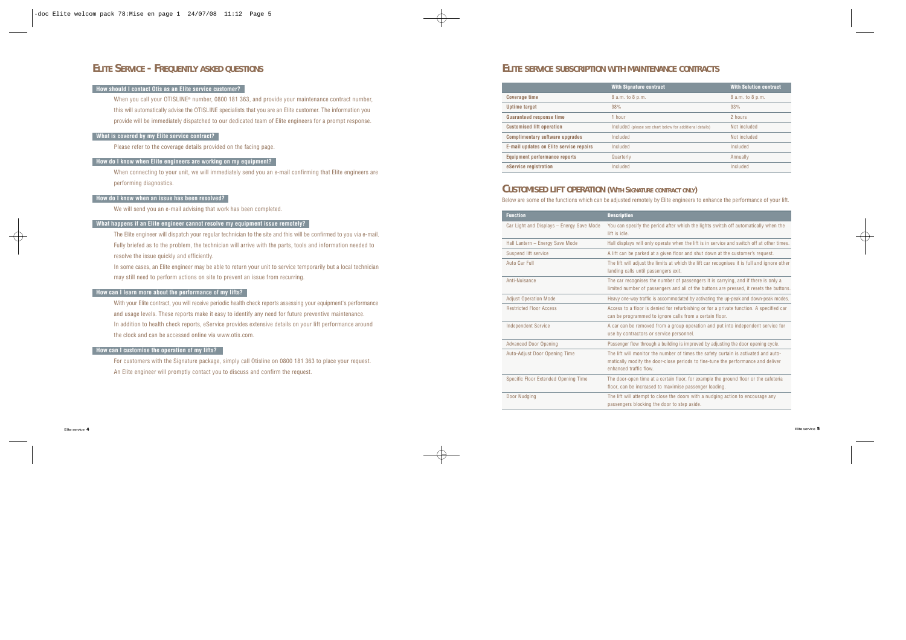# ELITE SERVICE - FREQUENTLY ASKED QUESTIONS

### How should I contact Otis as an Elite service customer?

When you call your OTISLINE® number, 0800 181 363, and provide your maintenance contract number, this will automatically advise the OTISLINE specialists that you are an Elite customer. The information you provide will be immediately dispatched to our dedicated team of Elite engineers for a prompt response.

### What is covered by my Elite service contract?

Please refer to the coverage details provided on the facing page.

### How do I know when Elite engineers are working on my equipment?

When connecting to your unit, we will immediately send you an e-mail confirming that Elite engineers are performing diagnostics.

### How do I know when an issue has been resolved?

We will send you an e-mail advising that work has been completed.

### What happens if an Elite engineer cannot resolve my equipment issue remotely?

The Elite engineer will dispatch your regular technician to the site and this will be confirmed to you via e-mail. Fully briefed as to the problem, the technician will arrive with the parts, tools and information needed to resolve the issue quickly and efficiently.

In some cases, an Elite engineer may be able to return your unit to service temporarily but a local technician may still need to perform actions on site to prevent an issue from recurring.

### How can I learn more about the performance of my lifts?

With your Elite contract, you will receive periodic health check reports assessing your equipment's performance and usage levels. These reports make it easy to identify any need for future preventive maintenance.

In addition to health check reports, eService provides extensive details on your lift performance around the clock and can be accessed online via www.otis.com.

### How can I customise the operation of my lifts?

For customers with the Signature package, simply call Otisline on 0800 181 363 to place your request. An Elite engineer will promptly contact you to discuss and confirm the request.

# ELITE SERVICE SUBSCRIPTION WITH MAINTENANCE CONTRACTS

| | With Signature contract | With Solution contract |
|---|---|---|
| Coverage time | 8 a.m. to 8 p.m. | 8 a.m. to 8 p.m. |
| Uptime target | 98% | 93% |
| Guaranteed response time | 1 hour | 2 hours |
| Customised lift operation | Included (please see chart below for additional details) | Not included |
| Complimentary software upgrades | Included | Not included |
| E-mail updates on Elite service repairs | Included | Included |
| Equipment performance reports | Quarterly | Annually |
| eService registration | Included | Included |

# CUSTOMISED LIFT OPERATION (WITH SIGNATURE CONTRACT ONLY)

Below are some of the functions which can be adjusted remotely by Elite engineers to enhance the performance of your lift.

| Function | Description |
|---|---|
| Car Light and Displays – Energy Save Mode | You can specify the period after which the lights switch off automatically when the lift is idle. |
| Hall Lantern – Energy Save Mode | Hall displays will only operate when the lift is in service and switch off at other times. |
| Suspend lift service | A lift can be parked at a given floor and shut down at the customer's request. |
| Auto Car Full | The lift will adjust the limits at which the lift car recognises it is full and ignore other landing calls until passengers exit. |
| Anti-Nuisance | The car recognises the number of passengers it is carrying, and if there is only a limited number of passengers and all of the buttons are pressed, it resets the buttons. |
| Adjust Operation Mode | Heavy one-way traffic is accommodated by activating the up-peak and down-peak modes. |
| Restricted Floor Access | Access to a floor is denied for refurbishing or for a private function. A specified car can be programmed to ignore calls from a certain floor. |
| Independent Service | A car can be removed from a group operation and put into independent service for use by contractors or service personnel. |
| Advanced Door Opening | Passenger flow through a building is improved by adjusting the door opening cycle. |
| Auto-Adjust Door Opening Time | The lift will monitor the number of times the safety curtain is activated and automatically modify the door-close periods to fine-tune the performance and deliver enhanced traffic flow. |
| Specific Floor Extended Opening Time | The door-open time at a certain floor, for example the ground floor or the cafeteria floor, can be increased to maximise passenger loading. |
| Door Nudging | The lift will attempt to close the doors with a nudging action to encourage any passengers blocking the door to step aside. |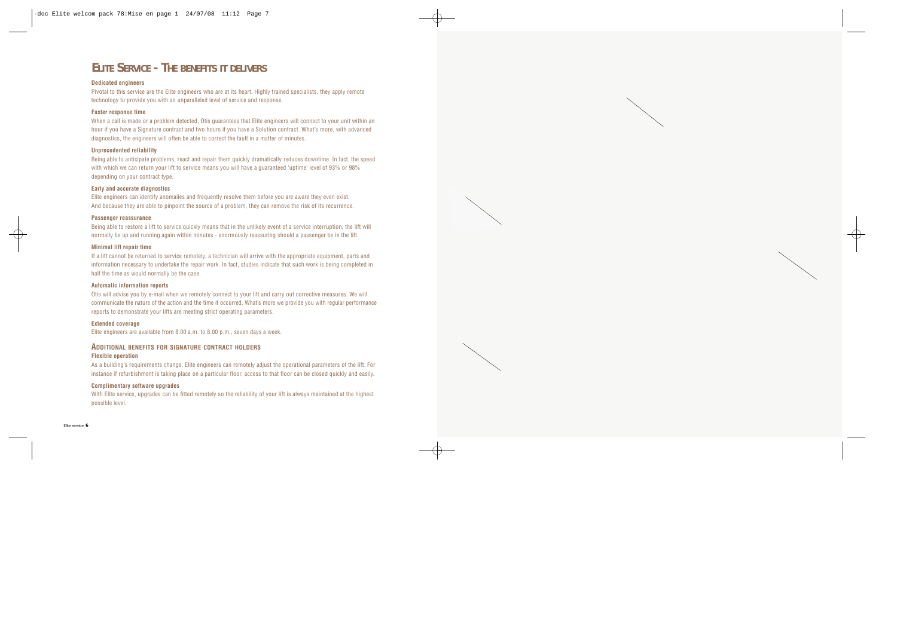# Elite Service - The benefits it delivers

**Dedicated engineers**

Pivotal to this service are the Elite engineers who are at its heart. Highly trained specialists, they apply remote technology to provide you with an unparalleled level of service and response.

**Faster response time**

When a call is made or a problem detected, Otis guarantees that Elite engineers will connect to your unit within an hour if you have a Signature contract and two hours if you have a Solution contract. What's more, with advanced diagnostics, the engineers will often be able to correct the fault in a matter of minutes.

**Unprecedented reliability**

Being able to anticipate problems, react and repair them quickly dramatically reduces downtime. In fact, the speed with which we can return your lift to service means you will have a guaranteed 'uptime' level of 93% or 98% depending on your contract type.

**Early and accurate diagnostics**

Elite engineers can identify anomalies and frequently resolve them before you are aware they even exist. And because they are able to pinpoint the source of a problem, they can remove the risk of its recurrence.

**Passenger reassurance**

Being able to restore a lift to service quickly means that in the unlikely event of a service interruption, the lift will normally be up and running again within minutes - enormously reassuring should a passenger be in the lift.

**Minimal lift repair time**

If a lift cannot be returned to service remotely, a technician will arrive with the appropriate equipment, parts and information necessary to undertake the repair work. In fact, studies indicate that such work is being completed in half the time as would normally be the case.

**Automatic information reports**

Otis will advise you by e-mail when we remotely connect to your lift and carry out corrective measures. We will communicate the nature of the action and the time it occurred. What's more we provide you with regular performance reports to demonstrate your lifts are meeting strict operating parameters.

**Extended coverage**

Elite engineers are available from 8.00 a.m. to 8.00 p.m., seven days a week.

## Additional benefits for signature contract holders

**Flexible operation**

As a building's requirements change, Elite engineers can remotely adjust the operational parameters of the lift. For instance if refurbishment is taking place on a particular floor, access to that floor can be closed quickly and easily.

**Complimentary software upgrades**

With Elite service, upgrades can be fitted remotely so the reliability of your lift is always maintained at the highest possible level.